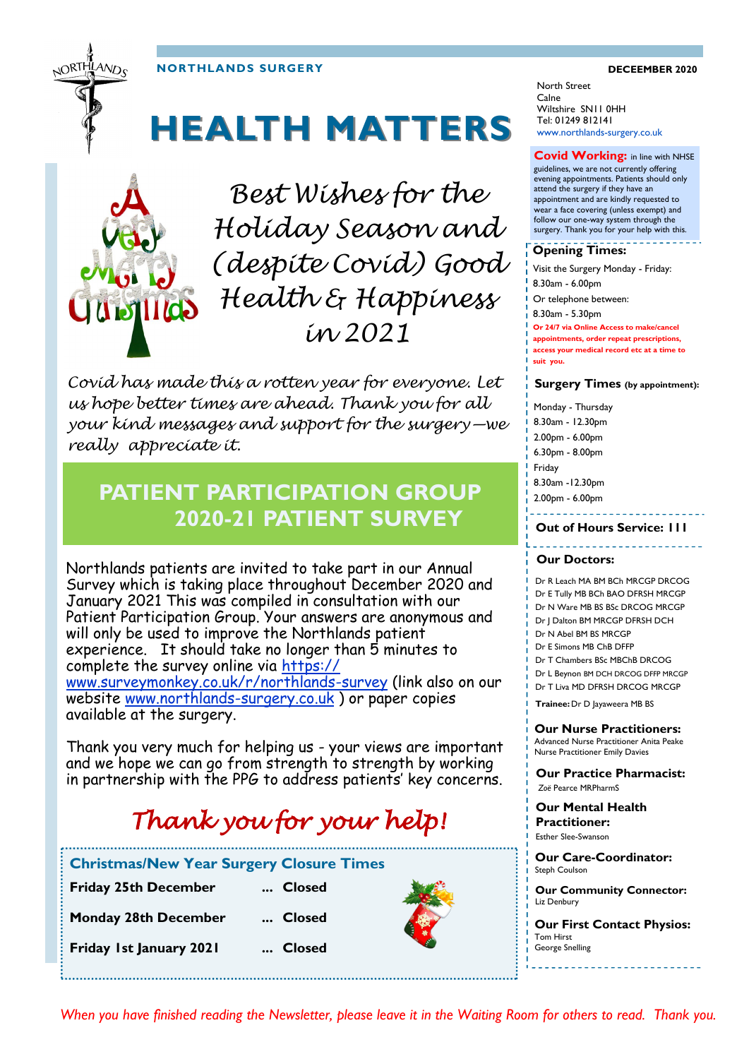**NORTHLANDS SURGERY**

**DECEMEBER 2020**

# HEALTH MATTERS

*Best Wishes for the Holiday Season and (despite Covid) Good Health & Happiness in 2021*

*Covid has made this a rotten year for everyone. Let us hope better times are ahead. Thank you for all your kind messages and support for the surgery—we really appreciate it.*

## PATIENT PARTICIPATION GROUP 2020-21 PATIENT SURVEY

Northlands patients are invited to take part in our Annual Survey which is taking place throughout December 2020 and January 2021 This was compiled in consultation with our Patient Participation Group. Your answers are anonymous and will only be used to improve the Northlands patient experience. It should take no longer than 5 minutes to complete the survey online via https://www.surveymonkey.co.uk/r/northlands-survey (link also on our website www.northlands-surgery.co.uk ) or paper copies available at the surgery.

Thank you very much for helping us - your views are important and we hope we can go from strength to strength by working in partnership with the PPG to address patients' key concerns.

*Thank you for your help!*

### Christmas/New Year Surgery Closure Times

| | |
|---|---|
| **Friday 25th December** | **... Closed** |
| **Monday 28th December** | **... Closed** |
| **Friday 1st January 2021** | **... Closed** |

North Street
Calne
Wiltshire SN11 0HH
Tel: 01249 812141
www.northlands-surgery.co.uk

**Covid Working:** in line with NHSE guidelines, we are not currently offering evening appointments. Patients should only attend the surgery if they have an appointment and are kindly requested to wear a face covering (unless exempt) and follow our one-way system through the surgery. Thank you for your help with this.

**Opening Times:**

Visit the Surgery Monday - Friday:
8.30am - 6.00pm
Or telephone between:
8.30am - 5.30pm
**Or 24/7 via Online Access to make/cancel appointments, order repeat prescriptions, access your medical record etc at a time to suit you.**

**Surgery Times (by appointment):**

Monday - Thursday
8.30am - 12.30pm
2.00pm - 6.00pm
6.30pm - 8.00pm
Friday
8.30am -12.30pm
2.00pm - 6.00pm

**Out of Hours Service: 111**

**Our Doctors:**

Dr R Leach MA BM BCh MRCGP DRCOG
Dr E Tully MB BCh BAO DFRSH MRCGP
Dr N Ware MB BS BSc DRCOG MRCGP
Dr J Dalton BM MRCGP DFRSH DCH
Dr N Abel BM BS MRCGP
Dr E Simons MB ChB DFFP
Dr T Chambers BSc MBChB DRCOG
Dr L Beynon BM DCH DRCOG DFFP MRCGP
Dr T Liva MD DFRSH DRCOG MRCGP
**Trainee:** Dr D Jayaweera MB BS

**Our Nurse Practitioners:**
Advanced Nurse Practitioner Anita Peake
Nurse Practitioner Emily Davies

**Our Practice Pharmacist:**
Zoë Pearce MRPharmS

**Our Mental Health Practitioner:**
Esther Slee-Swanson

**Our Care-Coordinator:**
Steph Coulson

**Our Community Connector:**
Liz Denbury

**Our First Contact Physios:**
Tom Hirst
George Snelling

*When you have finished reading the Newsletter, please leave it in the Waiting Room for others to read. Thank you.*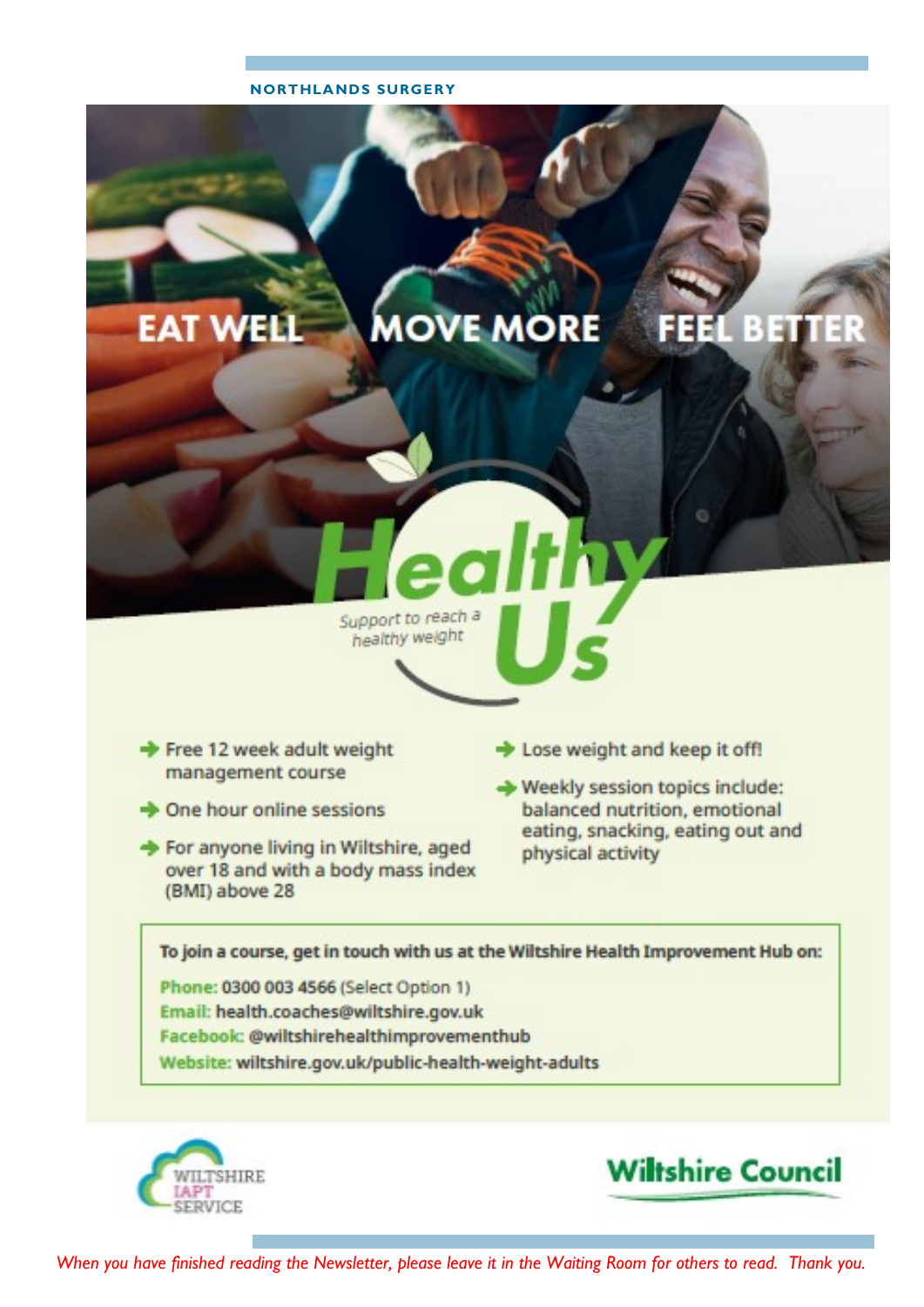NORTHLANDS SURGERY

# EAT WELL MOVE MORE FEEL BETTER

## Healthy Us

*Support to reach a healthy weight*

- Free 12 week adult weight management course
- One hour online sessions
- For anyone living in Wiltshire, aged over 18 and with a body mass index (BMI) above 28
- Lose weight and keep it off!
- Weekly session topics include: balanced nutrition, emotional eating, snacking, eating out and physical activity

**To join a course, get in touch with us at the Wiltshire Health Improvement Hub on:**

Phone: 0300 003 4566 (Select Option 1)
Email: health.coaches@wiltshire.gov.uk
Facebook: @wiltshirehealthimprovementhub
Website: wiltshire.gov.uk/public-health-weight-adults

WILTSHIRE IAPT SERVICE

Wiltshire Council

*When you have finished reading the Newsletter, please leave it in the Waiting Room for others to read. Thank you.*